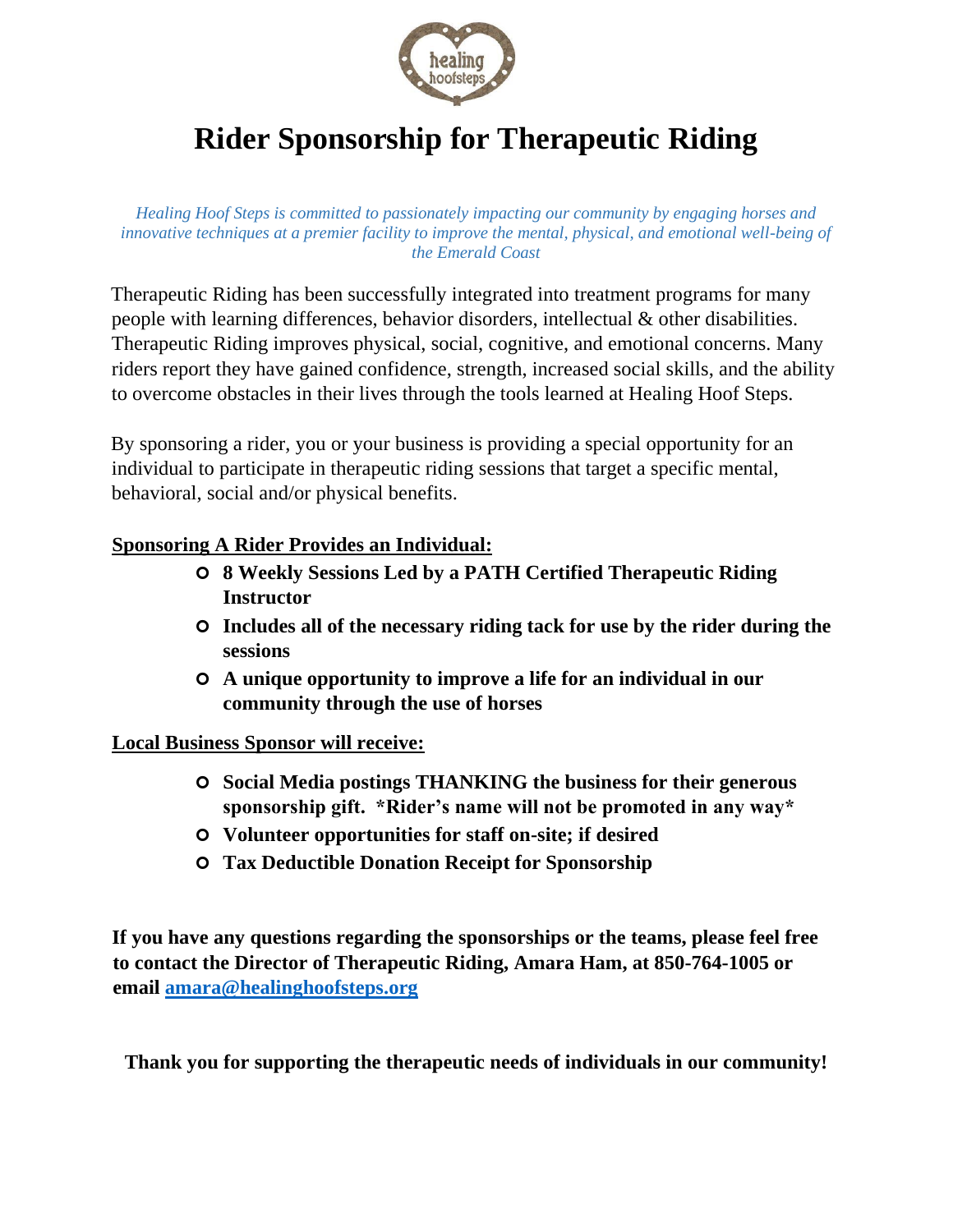# Rider Sponsorship for Therapeutic Riding

*Healing Hoof Steps is committed to passionately impacting our community by engaging horses and innovative techniques at a premier facility to improve the mental, physical, and emotional well-being of the Emerald Coast*

Therapeutic Riding has been successfully integrated into treatment programs for many people with learning differences, behavior disorders, intellectual & other disabilities. Therapeutic Riding improves physical, social, cognitive, and emotional concerns. Many riders report they have gained confidence, strength, increased social skills, and the ability to overcome obstacles in their lives through the tools learned at Healing Hoof Steps.

By sponsoring a rider, you or your business is providing a special opportunity for an individual to participate in therapeutic riding sessions that target a specific mental, behavioral, social and/or physical benefits.

**Sponsoring A Rider Provides an Individual:**

- **8 Weekly Sessions Led by a PATH Certified Therapeutic Riding Instructor**
- **Includes all of the necessary riding tack for use by the rider during the sessions**
- **A unique opportunity to improve a life for an individual in our community through the use of horses**

**Local Business Sponsor will receive:**

- **Social Media postings THANKING the business for their generous sponsorship gift. *Rider's name will not be promoted in any way***
- **Volunteer opportunities for staff on-site; if desired**
- **Tax Deductible Donation Receipt for Sponsorship**

**If you have any questions regarding the sponsorships or the teams, please feel free to contact the Director of Therapeutic Riding, Amara Ham, at 850-764-1005 or email amara@healinghoofsteps.org**

**Thank you for supporting the therapeutic needs of individuals in our community!**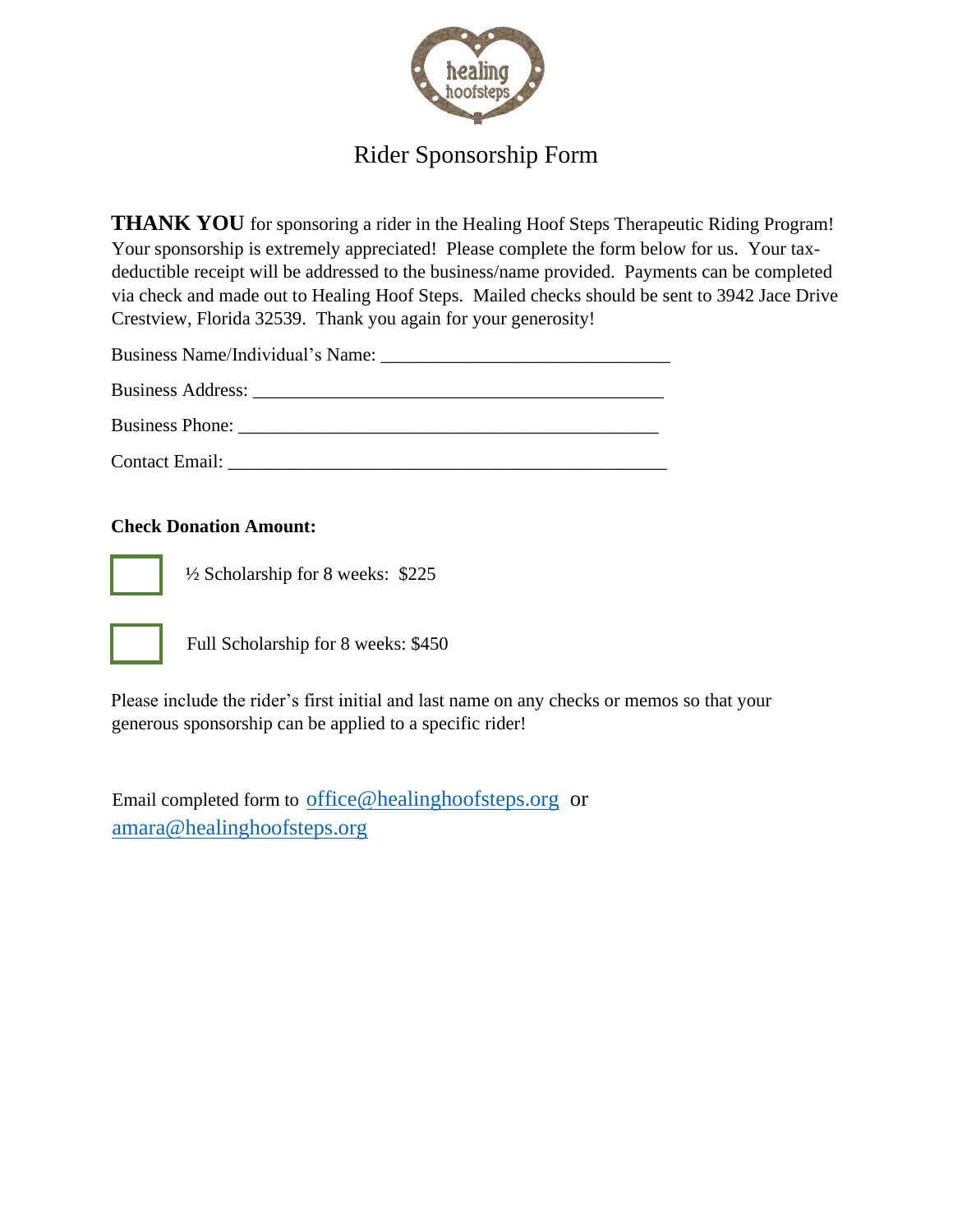# Rider Sponsorship Form

**THANK YOU** for sponsoring a rider in the Healing Hoof Steps Therapeutic Riding Program! Your sponsorship is extremely appreciated! Please complete the form below for us. Your tax-deductible receipt will be addressed to the business/name provided. Payments can be completed via check and made out to Healing Hoof Steps. Mailed checks should be sent to 3942 Jace Drive Crestview, Florida 32539. Thank you again for your generosity!

Business Name/Individual's Name: ______________________________

Business Address: ____________________________________________

Business Phone: _____________________________________________

Contact Email: _______________________________________________

**Check Donation Amount:**

☐ ½ Scholarship for 8 weeks: $225

☐ Full Scholarship for 8 weeks: $450

Please include the rider's first initial and last name on any checks or memos so that your generous sponsorship can be applied to a specific rider!

Email completed form to office@healinghoofsteps.org or amara@healinghoofsteps.org